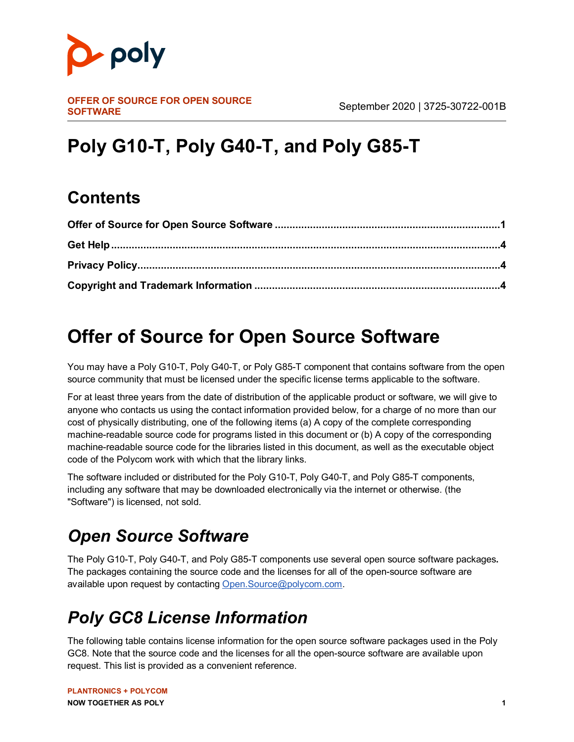**OFFER OF SOURCE FOR OPEN SOURCE SOFTWARE**

September 2020 | 3725-30722-001B

# Poly G10-T, Poly G40-T, and Poly G85-T

## Contents

**Offer of Source for Open Source Software** ........................................................................1

**Get Help** ........................................................................................................................4

**Privacy Policy** .................................................................................................................4

**Copyright and Trademark Information** ...........................................................................4

# Offer of Source for Open Source Software

You may have a Poly G10-T, Poly G40-T, or Poly G85-T component that contains software from the open source community that must be licensed under the specific license terms applicable to the software.

For at least three years from the date of distribution of the applicable product or software, we will give to anyone who contacts us using the contact information provided below, for a charge of no more than our cost of physically distributing, one of the following items (a) A copy of the complete corresponding machine-readable source code for programs listed in this document or (b) A copy of the corresponding machine-readable source code for the libraries listed in this document, as well as the executable object code of the Polycom work with which that the library links.

The software included or distributed for the Poly G10-T, Poly G40-T, and Poly G85-T components, including any software that may be downloaded electronically via the internet or otherwise. (the "Software") is licensed, not sold.

## *Open Source Software*

The Poly G10-T, Poly G40-T, and Poly G85-T components use several open source software packages**.** The packages containing the source code and the licenses for all of the open-source software are available upon request by contacting [Open.Source@polycom.com](mailto:Open.Source@polycom.com).

## *Poly GC8 License Information*

The following table contains license information for the open source software packages used in the Poly GC8. Note that the source code and the licenses for all the open-source software are available upon request. This list is provided as a convenient reference.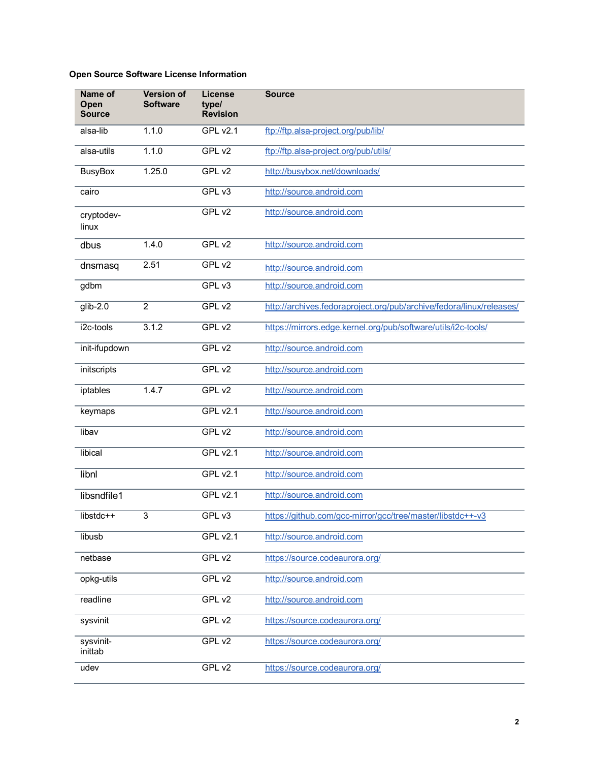**Open Source Software License Information**

| Name of Open Source | Version of Software | License type/ Revision | Source |
|---|---|---|---|
| alsa-lib | 1.1.0 | GPL v2.1 | ftp://ftp.alsa-project.org/pub/lib/ |
| alsa-utils | 1.1.0 | GPL v2 | ftp://ftp.alsa-project.org/pub/utils/ |
| BusyBox | 1.25.0 | GPL v2 | http://busybox.net/downloads/ |
| cairo | | GPL v3 | http://source.android.com |
| cryptodev-linux | | GPL v2 | http://source.android.com |
| dbus | 1.4.0 | GPL v2 | http://source.android.com |
| dnsmasq | 2.51 | GPL v2 | http://source.android.com |
| gdbm | | GPL v3 | http://source.android.com |
| glib-2.0 | 2 | GPL v2 | http://archives.fedoraproject.org/pub/archive/fedora/linux/releases/ |
| i2c-tools | 3.1.2 | GPL v2 | https://mirrors.edge.kernel.org/pub/software/utils/i2c-tools/ |
| init-ifupdown | | GPL v2 | http://source.android.com |
| initscripts | | GPL v2 | http://source.android.com |
| iptables | 1.4.7 | GPL v2 | http://source.android.com |
| keymaps | | GPL v2.1 | http://source.android.com |
| libav | | GPL v2 | http://source.android.com |
| libical | | GPL v2.1 | http://source.android.com |
| libnl | | GPL v2.1 | http://source.android.com |
| libsndfile1 | | GPL v2.1 | http://source.android.com |
| libstdc++ | 3 | GPL v3 | https://github.com/gcc-mirror/gcc/tree/master/libstdc++-v3 |
| libusb | | GPL v2.1 | http://source.android.com |
| netbase | | GPL v2 | https://source.codeaurora.org/ |
| opkg-utils | | GPL v2 | http://source.android.com |
| readline | | GPL v2 | http://source.android.com |
| sysvinit | | GPL v2 | https://source.codeaurora.org/ |
| sysvinit-inittab | | GPL v2 | https://source.codeaurora.org/ |
| udev | | GPL v2 | https://source.codeaurora.org/ |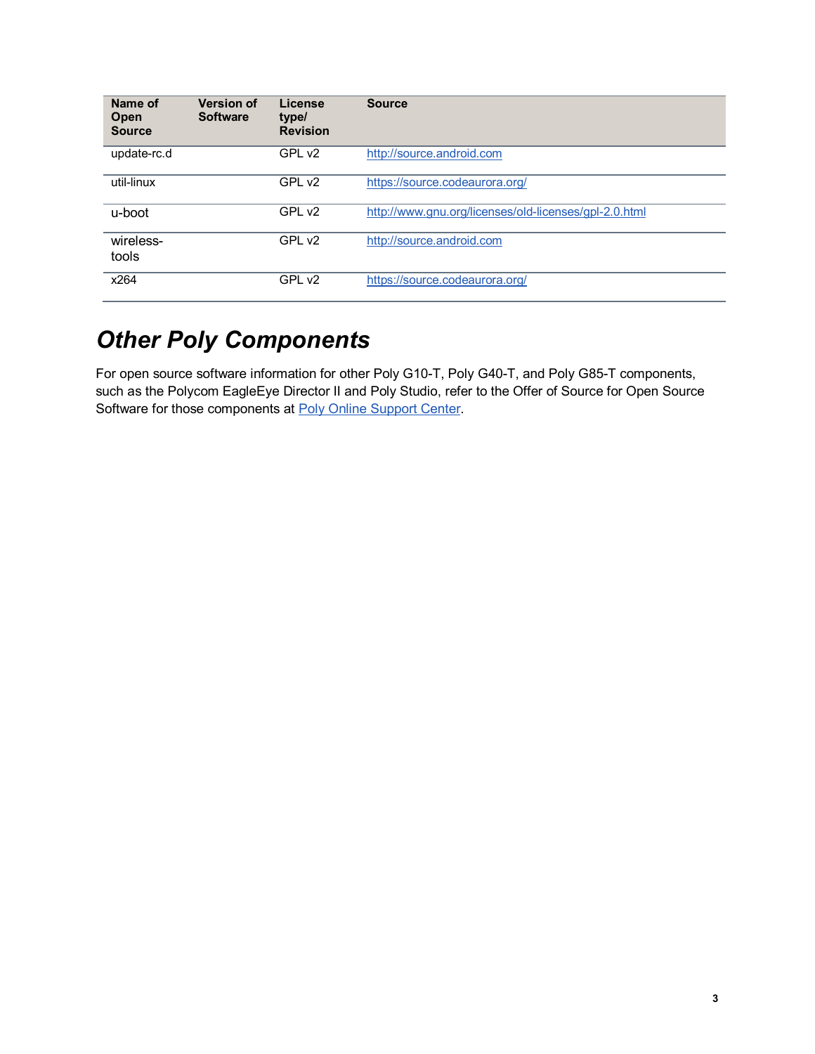| Name of Open Source | Version of Software | License type/ Revision | Source |
|---|---|---|---|
| update-rc.d | | GPL v2 | http://source.android.com |
| util-linux | | GPL v2 | https://source.codeaurora.org/ |
| u-boot | | GPL v2 | http://www.gnu.org/licenses/old-licenses/gpl-2.0.html |
| wireless-tools | | GPL v2 | http://source.android.com |
| x264 | | GPL v2 | https://source.codeaurora.org/ |

# *Other Poly Components*

For open source software information for other Poly G10-T, Poly G40-T, and Poly G85-T components, such as the Polycom EagleEye Director II and Poly Studio, refer to the Offer of Source for Open Source Software for those components at Poly Online Support Center.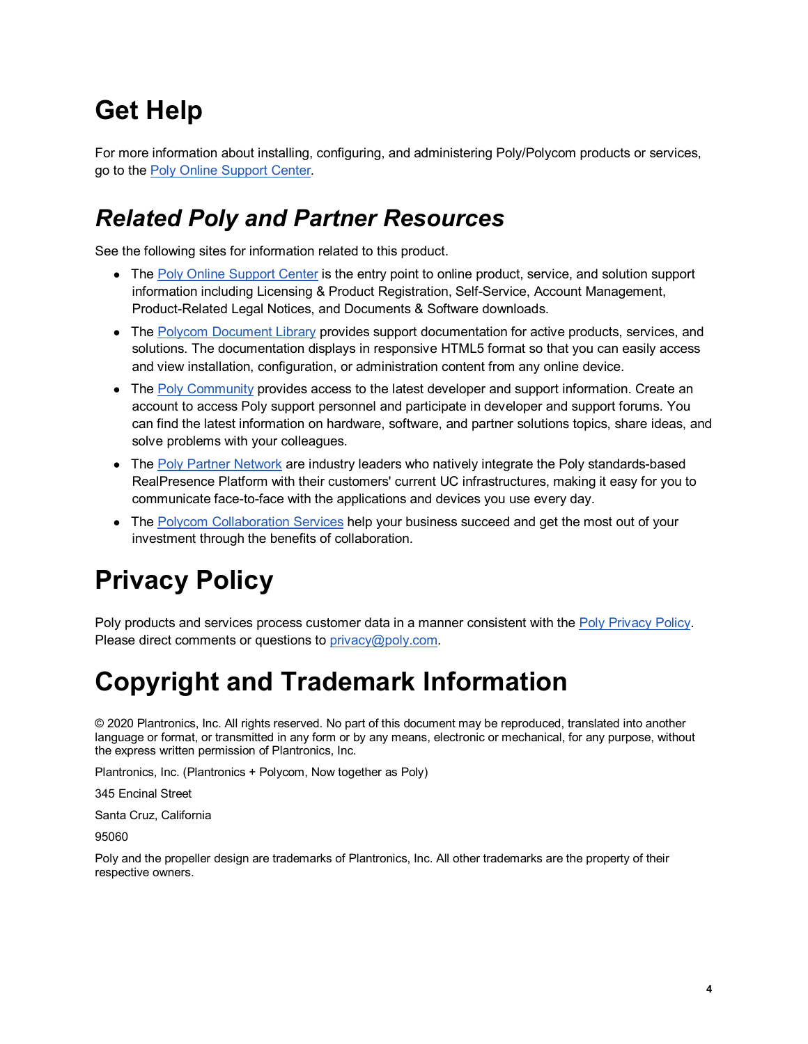# Get Help

For more information about installing, configuring, and administering Poly/Polycom products or services, go to the Poly Online Support Center.

## *Related Poly and Partner Resources*

See the following sites for information related to this product.

- The Poly Online Support Center is the entry point to online product, service, and solution support information including Licensing & Product Registration, Self-Service, Account Management, Product-Related Legal Notices, and Documents & Software downloads.
- The Polycom Document Library provides support documentation for active products, services, and solutions. The documentation displays in responsive HTML5 format so that you can easily access and view installation, configuration, or administration content from any online device.
- The Poly Community provides access to the latest developer and support information. Create an account to access Poly support personnel and participate in developer and support forums. You can find the latest information on hardware, software, and partner solutions topics, share ideas, and solve problems with your colleagues.
- The Poly Partner Network are industry leaders who natively integrate the Poly standards-based RealPresence Platform with their customers' current UC infrastructures, making it easy for you to communicate face-to-face with the applications and devices you use every day.
- The Polycom Collaboration Services help your business succeed and get the most out of your investment through the benefits of collaboration.

# Privacy Policy

Poly products and services process customer data in a manner consistent with the Poly Privacy Policy. Please direct comments or questions to privacy@poly.com.

# Copyright and Trademark Information

© 2020 Plantronics, Inc. All rights reserved. No part of this document may be reproduced, translated into another language or format, or transmitted in any form or by any means, electronic or mechanical, for any purpose, without the express written permission of Plantronics, Inc.

Plantronics, Inc. (Plantronics + Polycom, Now together as Poly)

345 Encinal Street

Santa Cruz, California

95060

Poly and the propeller design are trademarks of Plantronics, Inc. All other trademarks are the property of their respective owners.